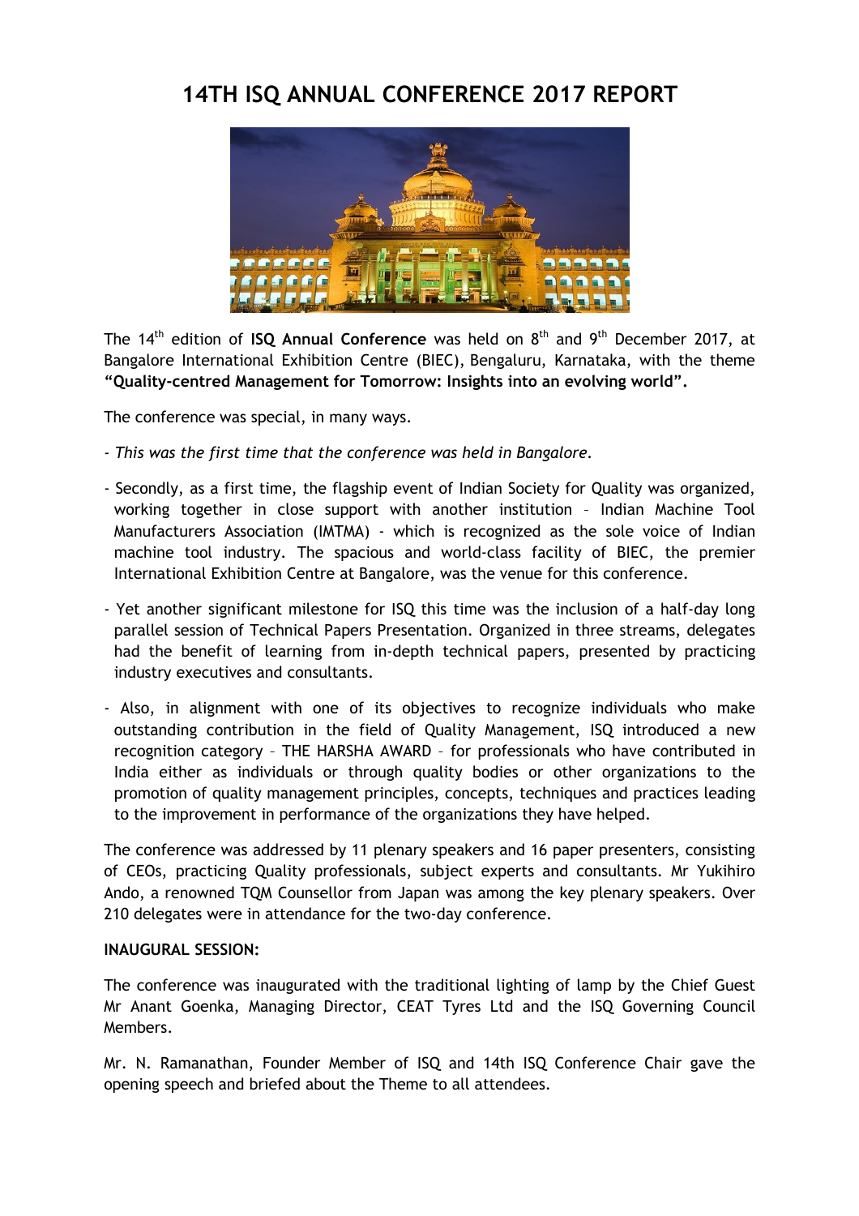# 14TH ISQ ANNUAL CONFERENCE 2017 REPORT

The 14th edition of **ISQ Annual Conference** was held on 8th and 9th December 2017, at Bangalore International Exhibition Centre (BIEC), Bengaluru, Karnataka, with the theme **"Quality-centred Management for Tomorrow: Insights into an evolving world".**

The conference was special, in many ways.

- *This was the first time that the conference was held in Bangalore.*

- Secondly, as a first time, the flagship event of Indian Society for Quality was organized, working together in close support with another institution – Indian Machine Tool Manufacturers Association (IMTMA) - which is recognized as the sole voice of Indian machine tool industry. The spacious and world-class facility of BIEC, the premier International Exhibition Centre at Bangalore, was the venue for this conference.

- Yet another significant milestone for ISQ this time was the inclusion of a half-day long parallel session of Technical Papers Presentation. Organized in three streams, delegates had the benefit of learning from in-depth technical papers, presented by practicing industry executives and consultants.

- Also, in alignment with one of its objectives to recognize individuals who make outstanding contribution in the field of Quality Management, ISQ introduced a new recognition category – THE HARSHA AWARD – for professionals who have contributed in India either as individuals or through quality bodies or other organizations to the promotion of quality management principles, concepts, techniques and practices leading to the improvement in performance of the organizations they have helped.

The conference was addressed by 11 plenary speakers and 16 paper presenters, consisting of CEOs, practicing Quality professionals, subject experts and consultants. Mr Yukihiro Ando, a renowned TQM Counsellor from Japan was among the key plenary speakers. Over 210 delegates were in attendance for the two-day conference.

**INAUGURAL SESSION:**

The conference was inaugurated with the traditional lighting of lamp by the Chief Guest Mr Anant Goenka, Managing Director, CEAT Tyres Ltd and the ISQ Governing Council Members.

Mr. N. Ramanathan, Founder Member of ISQ and 14th ISQ Conference Chair gave the opening speech and briefed about the Theme to all attendees.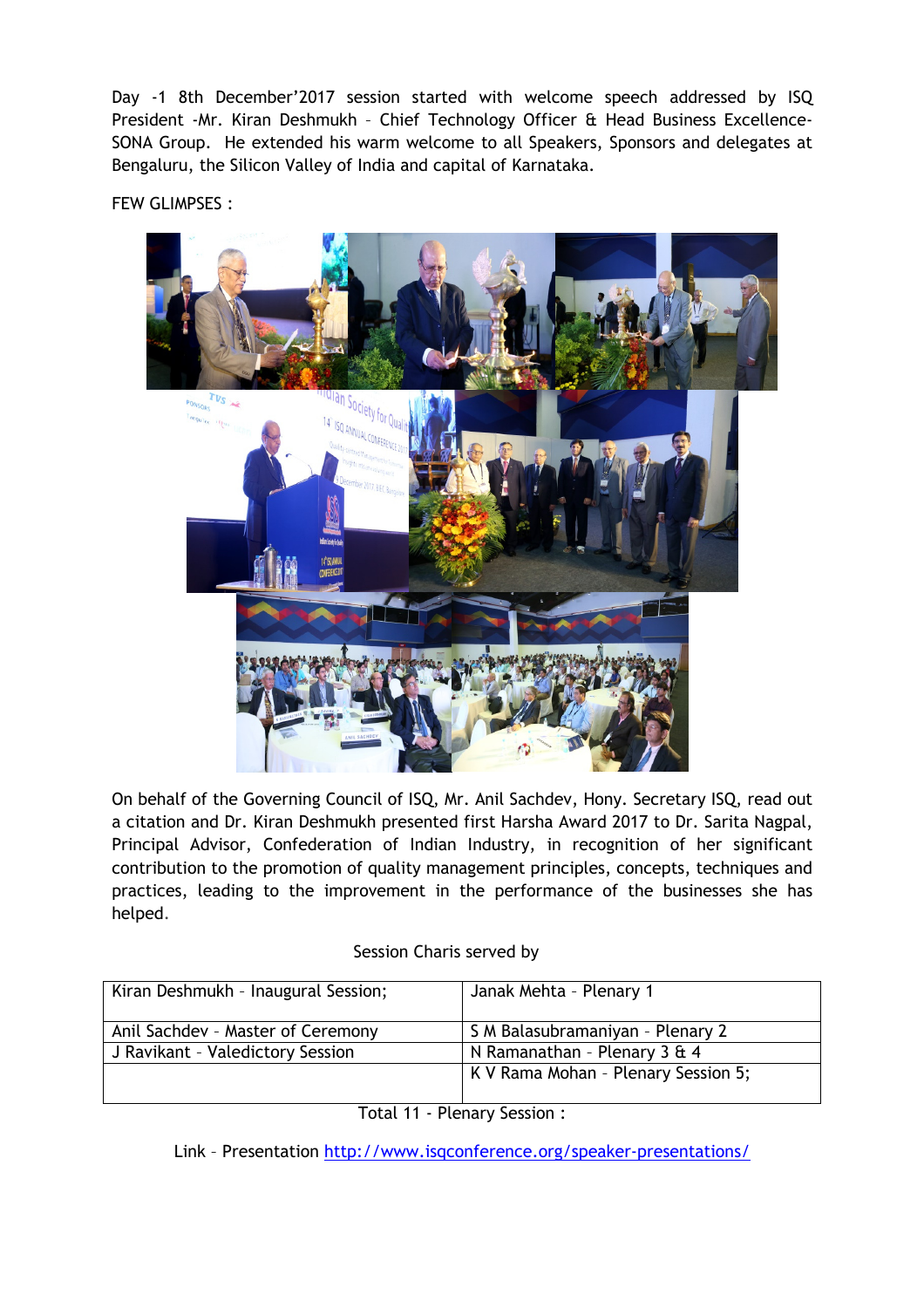Day -1 8th December'2017 session started with welcome speech addressed by ISQ President -Mr. Kiran Deshmukh – Chief Technology Officer & Head Business Excellence-SONA Group. He extended his warm welcome to all Speakers, Sponsors and delegates at Bengaluru, the Silicon Valley of India and capital of Karnataka.

FEW GLIMPSES :

On behalf of the Governing Council of ISQ, Mr. Anil Sachdev, Hony. Secretary ISQ, read out a citation and Dr. Kiran Deshmukh presented first Harsha Award 2017 to Dr. Sarita Nagpal, Principal Advisor, Confederation of Indian Industry, in recognition of her significant contribution to the promotion of quality management principles, concepts, techniques and practices, leading to the improvement in the performance of the businesses she has helped.

Session Charis served by

| Kiran Deshmukh – Inaugural Session; | Janak Mehta – Plenary 1 |
|---|---|
| Anil Sachdev – Master of Ceremony | S M Balasubramaniyan – Plenary 2 |
| J Ravikant – Valedictory Session | N Ramanathan – Plenary 3 & 4 |
| | K V Rama Mohan – Plenary Session 5; |

Total 11 - Plenary Session :

Link – Presentation http://www.isqconference.org/speaker-presentations/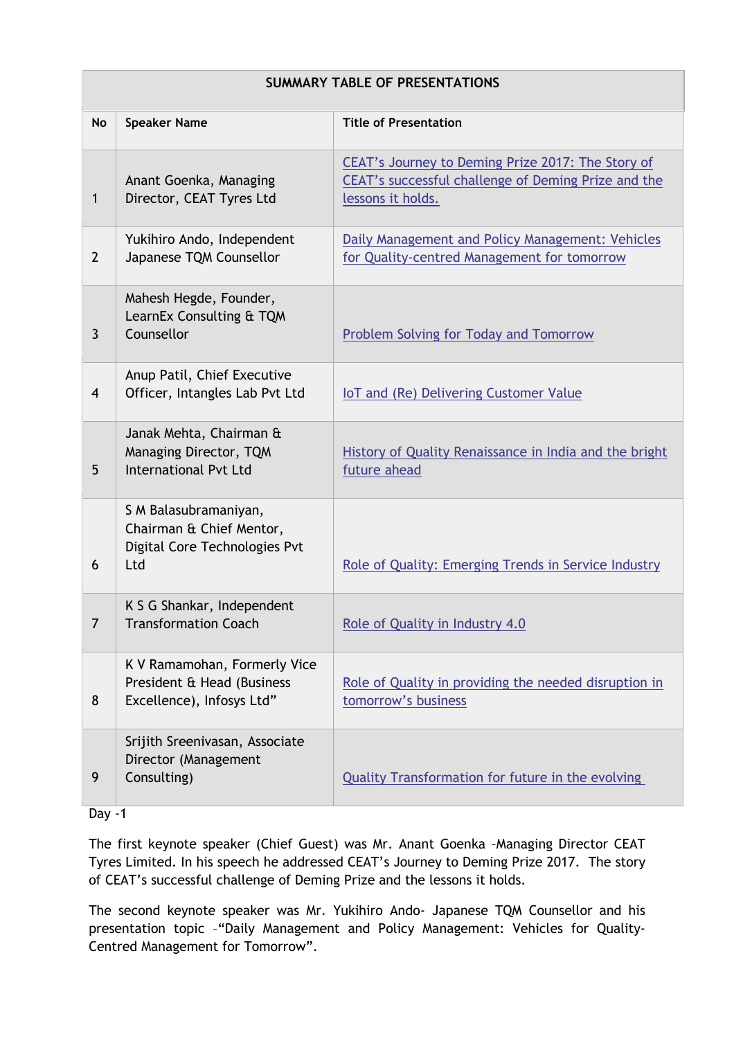| SUMMARY TABLE OF PRESENTATIONS | | |
|---|---|---|
| **No** | **Speaker Name** | **Title of Presentation** |
| 1 | Anant Goenka, Managing Director, CEAT Tyres Ltd | CEAT's Journey to Deming Prize 2017: The Story of CEAT's successful challenge of Deming Prize and the lessons it holds. |
| 2 | Yukihiro Ando, Independent Japanese TQM Counsellor | Daily Management and Policy Management: Vehicles for Quality-centred Management for tomorrow |
| 3 | Mahesh Hegde, Founder, LearnEx Consulting & TQM Counsellor | Problem Solving for Today and Tomorrow |
| 4 | Anup Patil, Chief Executive Officer, Intangles Lab Pvt Ltd | IoT and (Re) Delivering Customer Value |
| 5 | Janak Mehta, Chairman & Managing Director, TQM International Pvt Ltd | History of Quality Renaissance in India and the bright future ahead |
| 6 | S M Balasubramaniyan, Chairman & Chief Mentor, Digital Core Technologies Pvt Ltd | Role of Quality: Emerging Trends in Service Industry |
| 7 | K S G Shankar, Independent Transformation Coach | Role of Quality in Industry 4.0 |
| 8 | K V Ramamohan, Formerly Vice President & Head (Business Excellence), Infosys Ltd" | Role of Quality in providing the needed disruption in tomorrow's business |
| 9 | Srijith Sreenivasan, Associate Director (Management Consulting) | Quality Transformation for future in the evolving |

Day -1

The first keynote speaker (Chief Guest) was Mr. Anant Goenka –Managing Director CEAT Tyres Limited. In his speech he addressed CEAT's Journey to Deming Prize 2017. The story of CEAT's successful challenge of Deming Prize and the lessons it holds.

The second keynote speaker was Mr. Yukihiro Ando- Japanese TQM Counsellor and his presentation topic –"Daily Management and Policy Management: Vehicles for Quality-Centred Management for Tomorrow".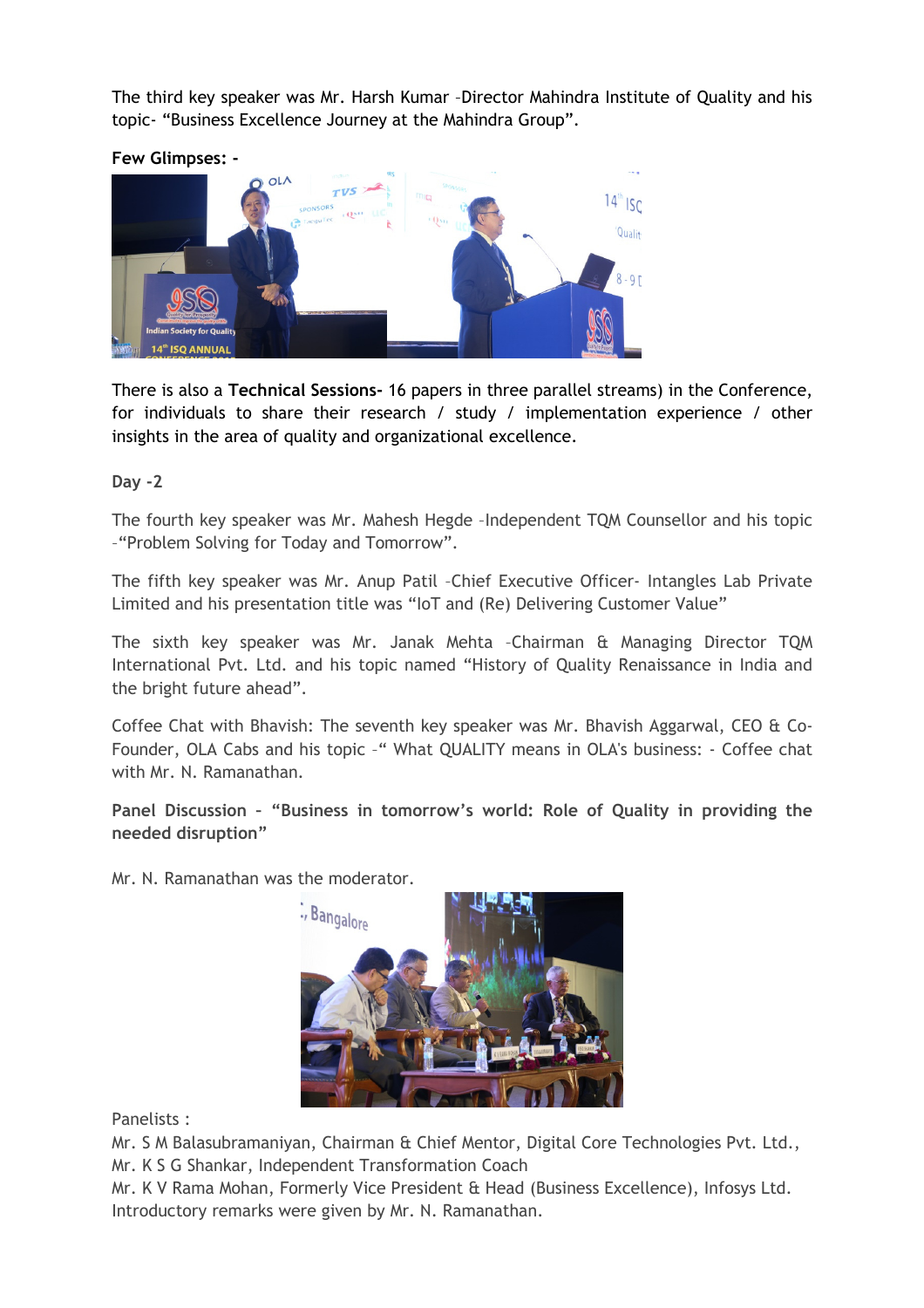The third key speaker was Mr. Harsh Kumar –Director Mahindra Institute of Quality and his topic- "Business Excellence Journey at the Mahindra Group".

**Few Glimpses: -**

There is also a **Technical Sessions-** 16 papers in three parallel streams) in the Conference, for individuals to share their research / study / implementation experience / other insights in the area of quality and organizational excellence.

**Day -2**

The fourth key speaker was Mr. Mahesh Hegde –Independent TQM Counsellor and his topic –"Problem Solving for Today and Tomorrow".

The fifth key speaker was Mr. Anup Patil –Chief Executive Officer- Intangles Lab Private Limited and his presentation title was "IoT and (Re) Delivering Customer Value"

The sixth key speaker was Mr. Janak Mehta –Chairman & Managing Director TQM International Pvt. Ltd. and his topic named "History of Quality Renaissance in India and the bright future ahead".

Coffee Chat with Bhavish: The seventh key speaker was Mr. Bhavish Aggarwal, CEO & Co-Founder, OLA Cabs and his topic –" What QUALITY means in OLA's business: - Coffee chat with Mr. N. Ramanathan.

**Panel Discussion – "Business in tomorrow's world: Role of Quality in providing the needed disruption"**

Mr. N. Ramanathan was the moderator.

Panelists :
Mr. S M Balasubramaniyan, Chairman & Chief Mentor, Digital Core Technologies Pvt. Ltd.,
Mr. K S G Shankar, Independent Transformation Coach
Mr. K V Rama Mohan, Formerly Vice President & Head (Business Excellence), Infosys Ltd.
Introductory remarks were given by Mr. N. Ramanathan.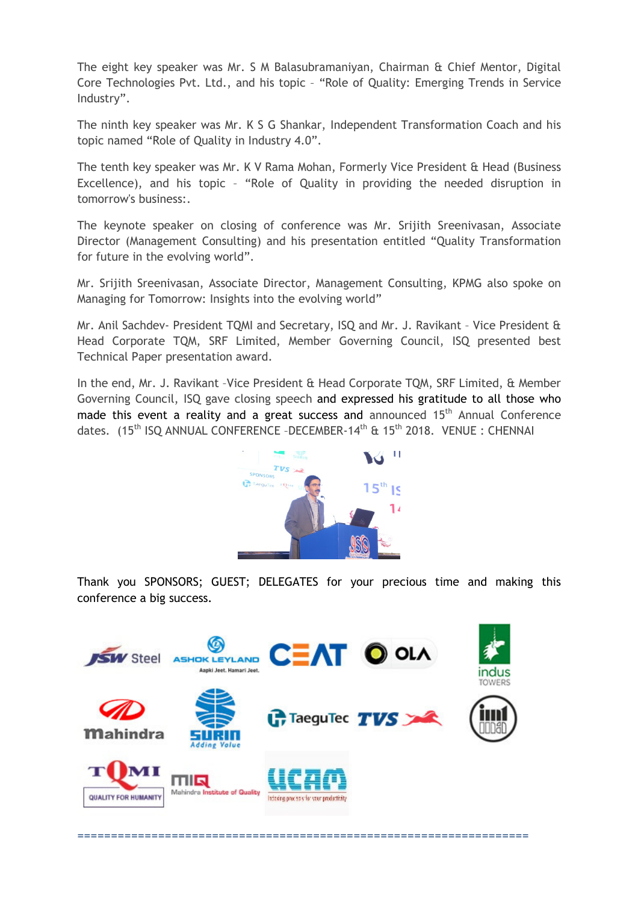The eight key speaker was Mr. S M Balasubramaniyan, Chairman & Chief Mentor, Digital Core Technologies Pvt. Ltd., and his topic – "Role of Quality: Emerging Trends in Service Industry".

The ninth key speaker was Mr. K S G Shankar, Independent Transformation Coach and his topic named "Role of Quality in Industry 4.0".

The tenth key speaker was Mr. K V Rama Mohan, Formerly Vice President & Head (Business Excellence), and his topic – "Role of Quality in providing the needed disruption in tomorrow's business:.

The keynote speaker on closing of conference was Mr. Srijith Sreenivasan, Associate Director (Management Consulting) and his presentation entitled "Quality Transformation for future in the evolving world".

Mr. Srijith Sreenivasan, Associate Director, Management Consulting, KPMG also spoke on Managing for Tomorrow: Insights into the evolving world"

Mr. Anil Sachdev- President TQMI and Secretary, ISQ and Mr. J. Ravikant – Vice President & Head Corporate TQM, SRF Limited, Member Governing Council, ISQ presented best Technical Paper presentation award.

In the end, Mr. J. Ravikant –Vice President & Head Corporate TQM, SRF Limited, & Member Governing Council, ISQ gave closing speech and expressed his gratitude to all those who made this event a reality and a great success and announced 15th Annual Conference dates. (15th ISQ ANNUAL CONFERENCE –DECEMBER-14th & 15th 2018. VENUE : CHENNAI

Thank you SPONSORS; GUEST; DELEGATES for your precious time and making this conference a big success.

JSW Steel | ASHOK LEYLAND | CEAT | OLA | indus TOWERS | Mahindra | SURIN | TaeguTec | TVS | TQMI | MIQ Mahindra Institute of Quality | UCAM

===================================================================